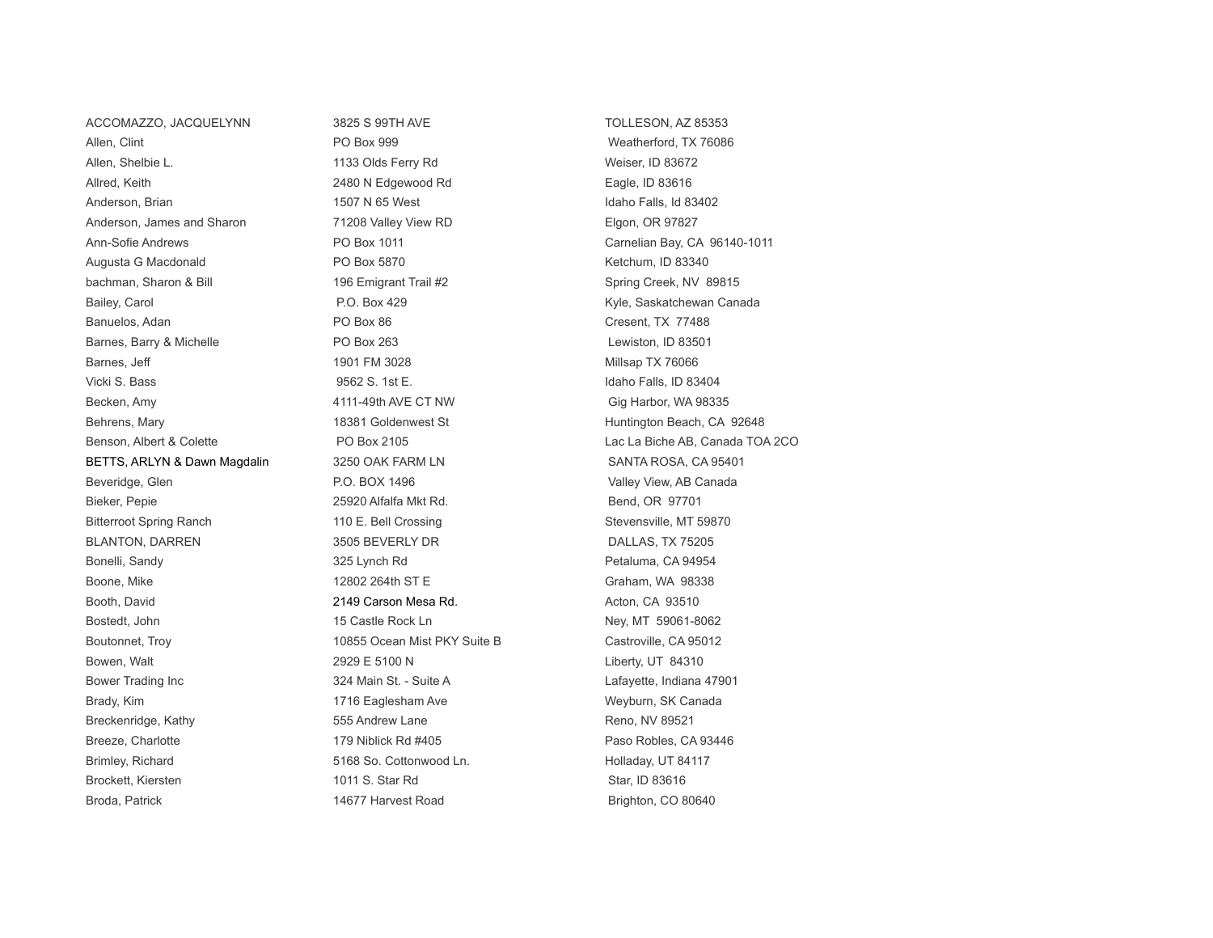| | | |
|---|---|---|
| ACCOMAZZO, JACQUELYNN | 3825 S 99TH AVE | TOLLESON, AZ 85353 |
| Allen, Clint | PO Box 999 | Weatherford, TX 76086 |
| Allen, Shelbie L. | 1133 Olds Ferry Rd | Weiser, ID 83672 |
| Allred, Keith | 2480 N Edgewood Rd | Eagle, ID 83616 |
| Anderson, Brian | 1507 N 65 West | Idaho Falls, Id 83402 |
| Anderson, James and Sharon | 71208 Valley View RD | Elgon, OR 97827 |
| Ann-Sofie Andrews | PO Box 1011 | Carnelian Bay, CA 96140-1011 |
| Augusta G Macdonald | PO Box 5870 | Ketchum, ID 83340 |
| bachman, Sharon & Bill | 196 Emigrant Trail #2 | Spring Creek, NV 89815 |
| Bailey, Carol | P.O. Box 429 | Kyle, Saskatchewan Canada |
| Banuelos, Adan | PO Box 86 | Cresent, TX 77488 |
| Barnes, Barry & Michelle | PO Box 263 | Lewiston, ID 83501 |
| Barnes, Jeff | 1901 FM 3028 | Millsap TX 76066 |
| Vicki S. Bass | 9562 S. 1st E. | Idaho Falls, ID 83404 |
| Becken, Amy | 4111-49th AVE CT NW | Gig Harbor, WA 98335 |
| Behrens, Mary | 18381 Goldenwest St | Huntington Beach, CA 92648 |
| Benson, Albert & Colette | PO Box 2105 | Lac La Biche AB, Canada TOA 2CO |
| BETTS, ARLYN & Dawn Magdalin | 3250 OAK FARM LN | SANTA ROSA, CA 95401 |
| Beveridge, Glen | P.O. BOX 1496 | Valley View, AB Canada |
| Bieker, Pepie | 25920 Alfalfa Mkt Rd. | Bend, OR 97701 |
| Bitterroot Spring Ranch | 110 E. Bell Crossing | Stevensville, MT 59870 |
| BLANTON, DARREN | 3505 BEVERLY DR | DALLAS, TX 75205 |
| Bonelli, Sandy | 325 Lynch Rd | Petaluma, CA 94954 |
| Boone, Mike | 12802 264th ST E | Graham, WA 98338 |
| Booth, David | 2149 Carson Mesa Rd. | Acton, CA 93510 |
| Bostedt, John | 15 Castle Rock Ln | Ney, MT 59061-8062 |
| Boutonnet, Troy | 10855 Ocean Mist PKY Suite B | Castroville, CA 95012 |
| Bowen, Walt | 2929 E 5100 N | Liberty, UT 84310 |
| Bower Trading Inc | 324 Main St. - Suite A | Lafayette, Indiana 47901 |
| Brady, Kim | 1716 Eaglesham Ave | Weyburn, SK Canada |
| Breckenridge, Kathy | 555 Andrew Lane | Reno, NV 89521 |
| Breeze, Charlotte | 179 Niblick Rd #405 | Paso Robles, CA 93446 |
| Brimley, Richard | 5168 So. Cottonwood Ln. | Holladay, UT 84117 |
| Brockett, Kiersten | 1011 S. Star Rd | Star, ID 83616 |
| Broda, Patrick | 14677 Harvest Road | Brighton, CO 80640 |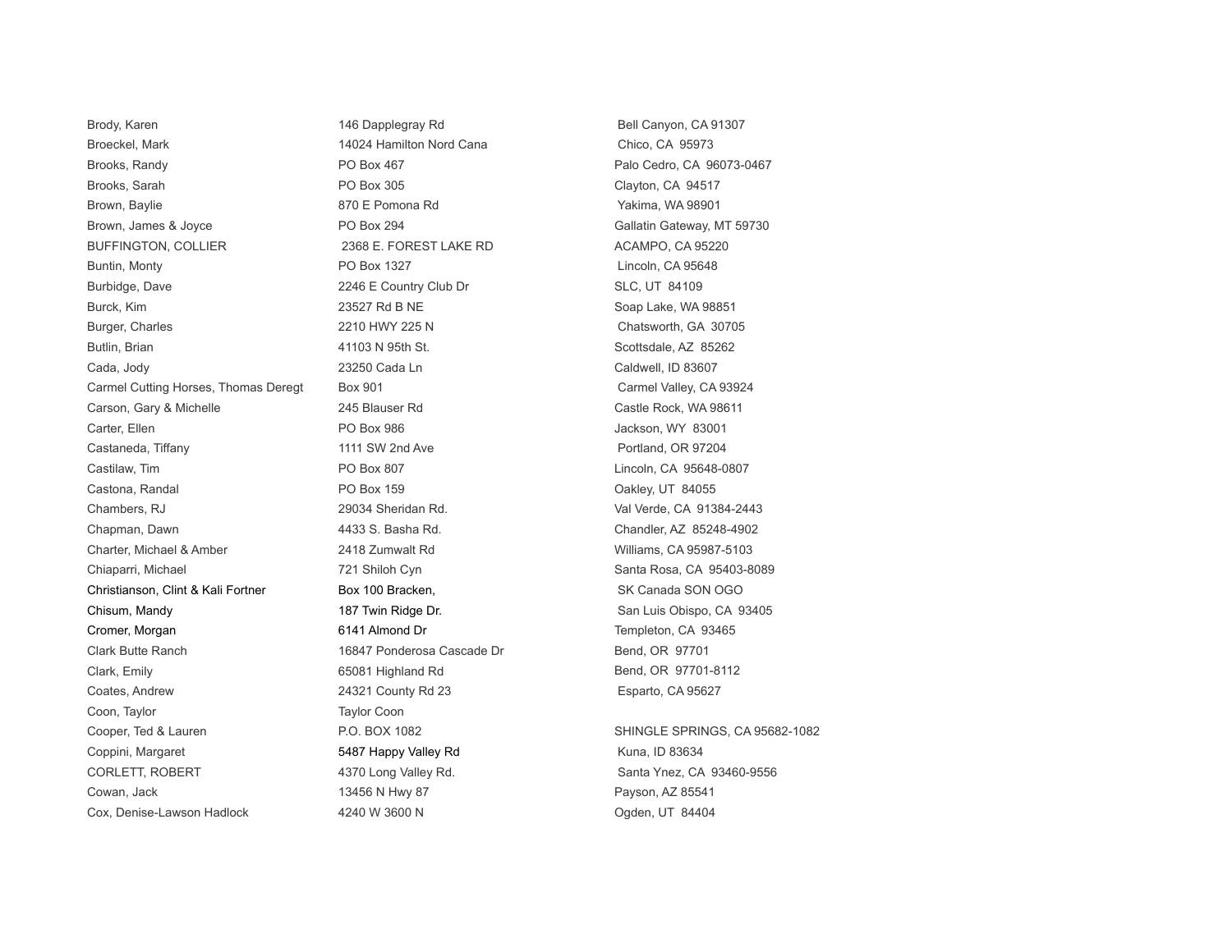| | | |
|---|---|---|
| Brody, Karen | 146 Dapplegray Rd | Bell Canyon, CA 91307 |
| Broeckel, Mark | 14024 Hamilton Nord Cana | Chico, CA 95973 |
| Brooks, Randy | PO Box 467 | Palo Cedro, CA 96073-0467 |
| Brooks, Sarah | PO Box 305 | Clayton, CA 94517 |
| Brown, Baylie | 870 E Pomona Rd | Yakima, WA 98901 |
| Brown, James & Joyce | PO Box 294 | Gallatin Gateway, MT 59730 |
| BUFFINGTON, COLLIER | 2368 E. FOREST LAKE RD | ACAMPO, CA 95220 |
| Buntin, Monty | PO Box 1327 | Lincoln, CA 95648 |
| Burbidge, Dave | 2246 E Country Club Dr | SLC, UT 84109 |
| Burck, Kim | 23527 Rd B NE | Soap Lake, WA 98851 |
| Burger, Charles | 2210 HWY 225 N | Chatsworth, GA 30705 |
| Butlin, Brian | 41103 N 95th St. | Scottsdale, AZ 85262 |
| Cada, Jody | 23250 Cada Ln | Caldwell, ID 83607 |
| Carmel Cutting Horses, Thomas Deregt | Box 901 | Carmel Valley, CA 93924 |
| Carson, Gary & Michelle | 245 Blauser Rd | Castle Rock, WA 98611 |
| Carter, Ellen | PO Box 986 | Jackson, WY 83001 |
| Castaneda, Tiffany | 1111 SW 2nd Ave | Portland, OR 97204 |
| Castilaw, Tim | PO Box 807 | Lincoln, CA 95648-0807 |
| Castona, Randal | PO Box 159 | Oakley, UT 84055 |
| Chambers, RJ | 29034 Sheridan Rd. | Val Verde, CA 91384-2443 |
| Chapman, Dawn | 4433 S. Basha Rd. | Chandler, AZ 85248-4902 |
| Charter, Michael & Amber | 2418 Zumwalt Rd | Williams, CA 95987-5103 |
| Chiaparri, Michael | 721 Shiloh Cyn | Santa Rosa, CA 95403-8089 |
| Christianson, Clint & Kali Fortner | Box 100 Bracken, | SK Canada SON OGO |
| Chisum, Mandy | 187 Twin Ridge Dr. | San Luis Obispo, CA 93405 |
| Cromer, Morgan | 6141 Almond Dr | Templeton, CA 93465 |
| Clark Butte Ranch | 16847 Ponderosa Cascade Dr | Bend, OR 97701 |
| Clark, Emily | 65081 Highland Rd | Bend, OR 97701-8112 |
| Coates, Andrew | 24321 County Rd 23 | Esparto, CA 95627 |
| Coon, Taylor | Taylor Coon | |
| Cooper, Ted & Lauren | P.O. BOX 1082 | SHINGLE SPRINGS, CA 95682-1082 |
| Coppini, Margaret | 5487 Happy Valley Rd | Kuna, ID 83634 |
| CORLETT, ROBERT | 4370 Long Valley Rd. | Santa Ynez, CA 93460-9556 |
| Cowan, Jack | 13456 N Hwy 87 | Payson, AZ 85541 |
| Cox, Denise-Lawson Hadlock | 4240 W 3600 N | Ogden, UT 84404 |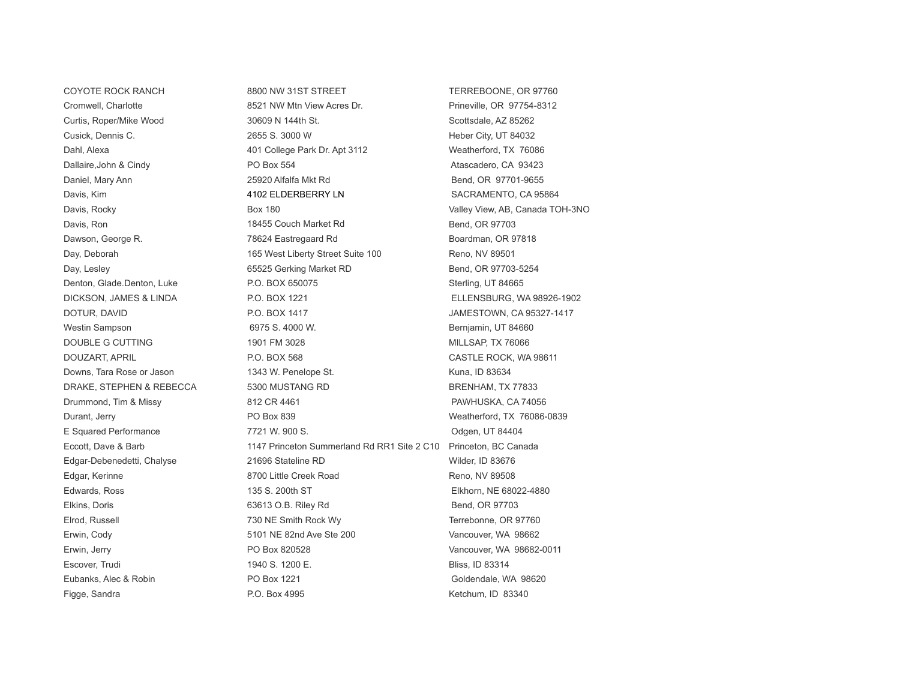| | | |
|---|---|---|
| COYOTE ROCK RANCH | 8800 NW 31ST STREET | TERREBOONE, OR 97760 |
| Cromwell, Charlotte | 8521 NW Mtn View Acres Dr. | Prineville, OR 97754-8312 |
| Curtis, Roper/Mike Wood | 30609 N 144th St. | Scottsdale, AZ 85262 |
| Cusick, Dennis C. | 2655 S. 3000 W | Heber City, UT 84032 |
| Dahl, Alexa | 401 College Park Dr. Apt 3112 | Weatherford, TX 76086 |
| Dallaire,John & Cindy | PO Box 554 | Atascadero, CA 93423 |
| Daniel, Mary Ann | 25920 Alfalfa Mkt Rd | Bend, OR 97701-9655 |
| Davis, Kim | 4102 ELDERBERRY LN | SACRAMENTO, CA 95864 |
| Davis, Rocky | Box 180 | Valley View, AB, Canada TOH-3NO |
| Davis, Ron | 18455 Couch Market Rd | Bend, OR 97703 |
| Dawson, George R. | 78624 Eastregaard Rd | Boardman, OR 97818 |
| Day, Deborah | 165 West Liberty Street Suite 100 | Reno, NV 89501 |
| Day, Lesley | 65525 Gerking Market RD | Bend, OR 97703-5254 |
| Denton, Glade.Denton, Luke | P.O. BOX 650075 | Sterling, UT 84665 |
| DICKSON, JAMES & LINDA | P.O. BOX 1221 | ELLENSBURG, WA 98926-1902 |
| DOTUR, DAVID | P.O. BOX 1417 | JAMESTOWN, CA 95327-1417 |
| Westin Sampson | 6975 S. 4000 W. | Bernjamin, UT 84660 |
| DOUBLE G CUTTING | 1901 FM 3028 | MILLSAP, TX 76066 |
| DOUZART, APRIL | P.O. BOX 568 | CASTLE ROCK, WA 98611 |
| Downs, Tara Rose or Jason | 1343 W. Penelope St. | Kuna, ID 83634 |
| DRAKE, STEPHEN & REBECCA | 5300 MUSTANG RD | BRENHAM, TX 77833 |
| Drummond, Tim & Missy | 812 CR 4461 | PAWHUSKA, CA 74056 |
| Durant, Jerry | PO Box 839 | Weatherford, TX 76086-0839 |
| E Squared Performance | 7721 W. 900 S. | Odgen, UT 84404 |
| Eccott, Dave & Barb | 1147 Princeton Summerland Rd RR1 Site 2 C10 | Princeton, BC Canada |
| Edgar-Debenedetti, Chalyse | 21696 Stateline RD | Wilder, ID 83676 |
| Edgar, Kerinne | 8700 Little Creek Road | Reno, NV 89508 |
| Edwards, Ross | 135 S. 200th ST | Elkhorn, NE 68022-4880 |
| Elkins, Doris | 63613 O.B. Riley Rd | Bend, OR 97703 |
| Elrod, Russell | 730 NE Smith Rock Wy | Terrebonne, OR 97760 |
| Erwin, Cody | 5101 NE 82nd Ave Ste 200 | Vancouver, WA 98662 |
| Erwin, Jerry | PO Box 820528 | Vancouver, WA 98682-0011 |
| Escover, Trudi | 1940 S. 1200 E. | Bliss, ID 83314 |
| Eubanks, Alec & Robin | PO Box 1221 | Goldendale, WA 98620 |
| Figge, Sandra | P.O. Box 4995 | Ketchum, ID 83340 |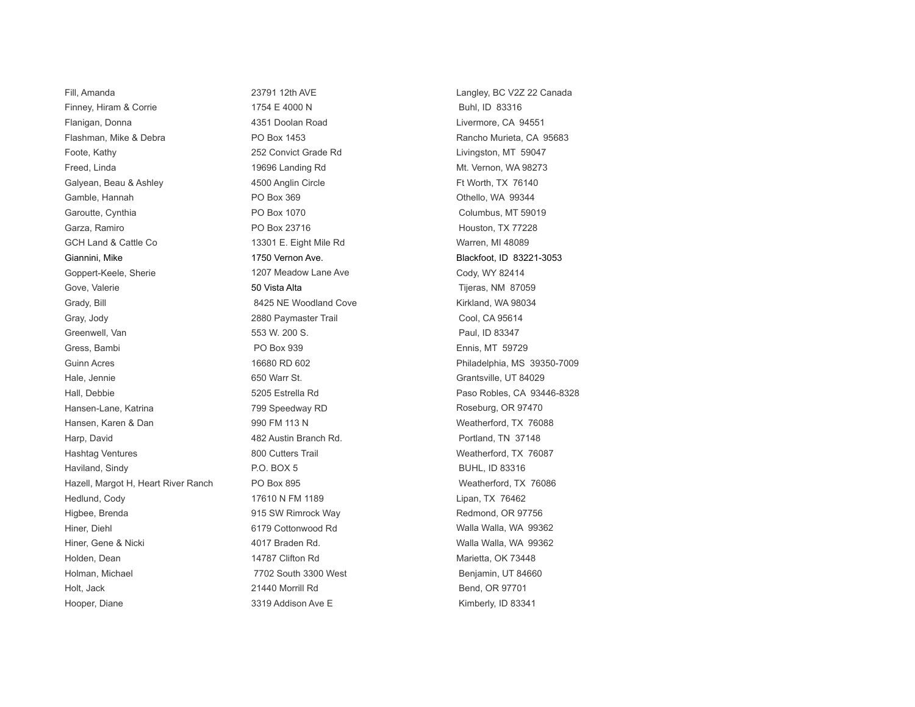| | | |
|---|---|---|
| Fill, Amanda | 23791 12th AVE | Langley, BC V2Z 22 Canada |
| Finney, Hiram & Corrie | 1754 E 4000 N | Buhl, ID 83316 |
| Flanigan, Donna | 4351 Doolan Road | Livermore, CA 94551 |
| Flashman, Mike & Debra | PO Box 1453 | Rancho Murieta, CA 95683 |
| Foote, Kathy | 252 Convict Grade Rd | Livingston, MT 59047 |
| Freed, Linda | 19696 Landing Rd | Mt. Vernon, WA 98273 |
| Galyean, Beau & Ashley | 4500 Anglin Circle | Ft Worth, TX 76140 |
| Gamble, Hannah | PO Box 369 | Othello, WA 99344 |
| Garoutte, Cynthia | PO Box 1070 | Columbus, MT 59019 |
| Garza, Ramiro | PO Box 23716 | Houston, TX 77228 |
| GCH Land & Cattle Co | 13301 E. Eight Mile Rd | Warren, MI 48089 |
| Giannini, Mike | 1750 Vernon Ave. | Blackfoot, ID 83221-3053 |
| Goppert-Keele, Sherie | 1207 Meadow Lane Ave | Cody, WY 82414 |
| Gove, Valerie | 50 Vista Alta | Tijeras, NM 87059 |
| Grady, Bill | 8425 NE Woodland Cove | Kirkland, WA 98034 |
| Gray, Jody | 2880 Paymaster Trail | Cool, CA 95614 |
| Greenwell, Van | 553 W. 200 S. | Paul, ID 83347 |
| Gress, Bambi | PO Box 939 | Ennis, MT 59729 |
| Guinn Acres | 16680 RD 602 | Philadelphia, MS 39350-7009 |
| Hale, Jennie | 650 Warr St. | Grantsville, UT 84029 |
| Hall, Debbie | 5205 Estrella Rd | Paso Robles, CA 93446-8328 |
| Hansen-Lane, Katrina | 799 Speedway RD | Roseburg, OR 97470 |
| Hansen, Karen & Dan | 990 FM 113 N | Weatherford, TX 76088 |
| Harp, David | 482 Austin Branch Rd. | Portland, TN 37148 |
| Hashtag Ventures | 800 Cutters Trail | Weatherford, TX 76087 |
| Haviland, Sindy | P.O. BOX 5 | BUHL, ID 83316 |
| Hazell, Margot H, Heart River Ranch | PO Box 895 | Weatherford, TX 76086 |
| Hedlund, Cody | 17610 N FM 1189 | Lipan, TX 76462 |
| Higbee, Brenda | 915 SW Rimrock Way | Redmond, OR 97756 |
| Hiner, Diehl | 6179 Cottonwood Rd | Walla Walla, WA 99362 |
| Hiner, Gene & Nicki | 4017 Braden Rd. | Walla Walla, WA 99362 |
| Holden, Dean | 14787 Clifton Rd | Marietta, OK 73448 |
| Holman, Michael | 7702 South 3300 West | Benjamin, UT 84660 |
| Holt, Jack | 21440 Morrill Rd | Bend, OR 97701 |
| Hooper, Diane | 3319 Addison Ave E | Kimberly, ID 83341 |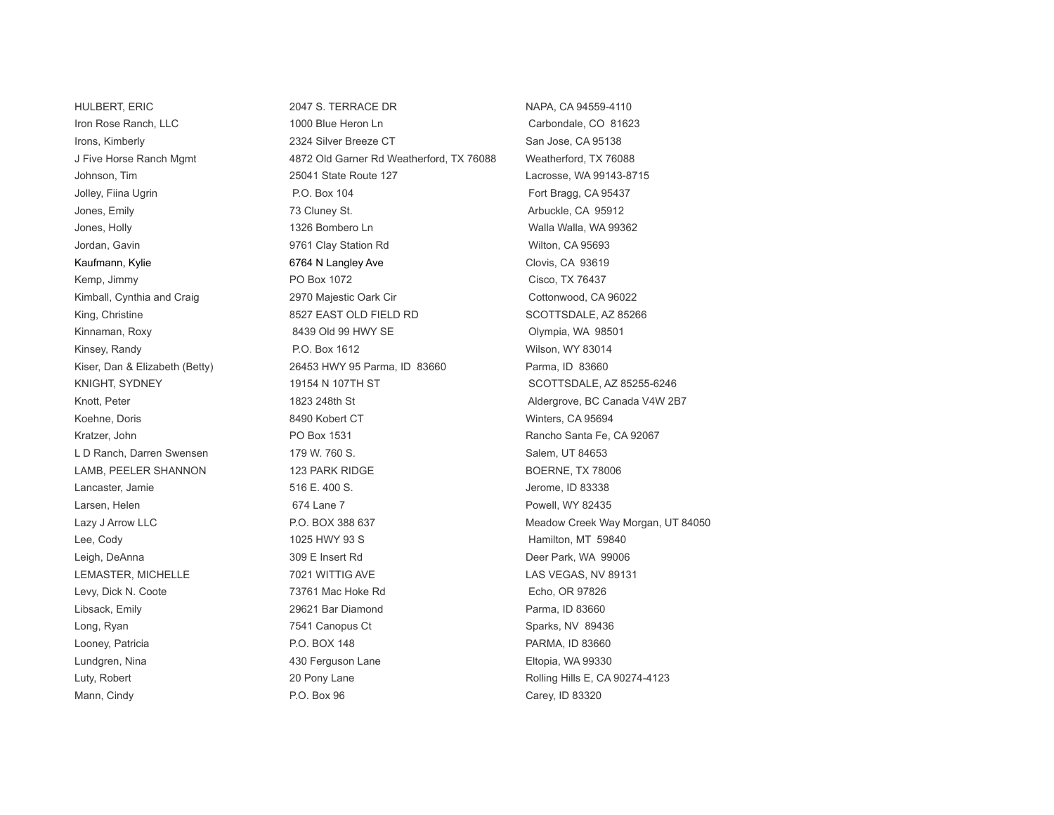| | | |
|---|---|---|
| HULBERT, ERIC | 2047 S. TERRACE DR | NAPA, CA 94559-4110 |
| Iron Rose Ranch, LLC | 1000 Blue Heron Ln | Carbondale, CO 81623 |
| Irons, Kimberly | 2324 Silver Breeze CT | San Jose, CA 95138 |
| J Five Horse Ranch Mgmt | 4872 Old Garner Rd Weatherford, TX 76088 | Weatherford, TX 76088 |
| Johnson, Tim | 25041 State Route 127 | Lacrosse, WA 99143-8715 |
| Jolley, Fiina Ugrin | P.O. Box 104 | Fort Bragg, CA 95437 |
| Jones, Emily | 73 Cluney St. | Arbuckle, CA 95912 |
| Jones, Holly | 1326 Bombero Ln | Walla Walla, WA 99362 |
| Jordan, Gavin | 9761 Clay Station Rd | Wilton, CA 95693 |
| Kaufmann, Kylie | 6764 N Langley Ave | Clovis, CA 93619 |
| Kemp, Jimmy | PO Box 1072 | Cisco, TX 76437 |
| Kimball, Cynthia and Craig | 2970 Majestic Oark Cir | Cottonwood, CA 96022 |
| King, Christine | 8527 EAST OLD FIELD RD | SCOTTSDALE, AZ 85266 |
| Kinnaman, Roxy | 8439 Old 99 HWY SE | Olympia, WA 98501 |
| Kinsey, Randy | P.O. Box 1612 | Wilson, WY 83014 |
| Kiser, Dan & Elizabeth (Betty) | 26453 HWY 95 Parma, ID 83660 | Parma, ID 83660 |
| KNIGHT, SYDNEY | 19154 N 107TH ST | SCOTTSDALE, AZ 85255-6246 |
| Knott, Peter | 1823 248th St | Aldergrove, BC Canada V4W 2B7 |
| Koehne, Doris | 8490 Kobert CT | Winters, CA 95694 |
| Kratzer, John | PO Box 1531 | Rancho Santa Fe, CA 92067 |
| L D Ranch, Darren Swensen | 179 W. 760 S. | Salem, UT 84653 |
| LAMB, PEELER SHANNON | 123 PARK RIDGE | BOERNE, TX 78006 |
| Lancaster, Jamie | 516 E. 400 S. | Jerome, ID 83338 |
| Larsen, Helen | 674 Lane 7 | Powell, WY 82435 |
| Lazy J Arrow LLC | P.O. BOX 388 637 | Meadow Creek Way Morgan, UT 84050 |
| Lee, Cody | 1025 HWY 93 S | Hamilton, MT 59840 |
| Leigh, DeAnna | 309 E Insert Rd | Deer Park, WA 99006 |
| LEMASTER, MICHELLE | 7021 WITTIG AVE | LAS VEGAS, NV 89131 |
| Levy, Dick N. Coote | 73761 Mac Hoke Rd | Echo, OR 97826 |
| Libsack, Emily | 29621 Bar Diamond | Parma, ID 83660 |
| Long, Ryan | 7541 Canopus Ct | Sparks, NV 89436 |
| Looney, Patricia | P.O. BOX 148 | PARMA, ID 83660 |
| Lundgren, Nina | 430 Ferguson Lane | Eltopia, WA 99330 |
| Luty, Robert | 20 Pony Lane | Rolling Hills E, CA 90274-4123 |
| Mann, Cindy | P.O. Box 96 | Carey, ID 83320 |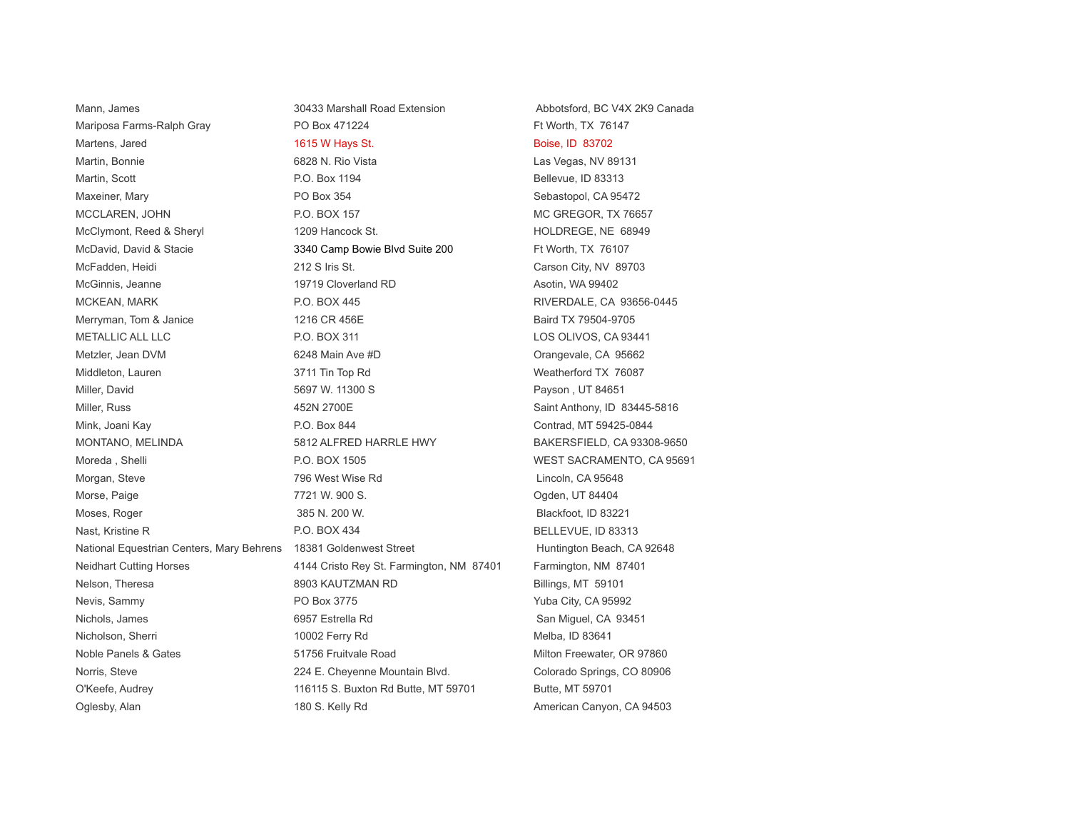| | | |
|---|---|---|
| Mann, James | 30433 Marshall Road Extension | Abbotsford, BC V4X 2K9 Canada |
| Mariposa Farms-Ralph Gray | PO Box 471224 | Ft Worth, TX 76147 |
| Martens, Jared | 1615 W Hays St. | Boise, ID 83702 |
| Martin, Bonnie | 6828 N. Rio Vista | Las Vegas, NV 89131 |
| Martin, Scott | P.O. Box 1194 | Bellevue, ID 83313 |
| Maxeiner, Mary | PO Box 354 | Sebastopol, CA 95472 |
| MCCLAREN, JOHN | P.O. BOX 157 | MC GREGOR, TX 76657 |
| McClymont, Reed & Sheryl | 1209 Hancock St. | HOLDREGE, NE 68949 |
| McDavid, David & Stacie | 3340 Camp Bowie Blvd Suite 200 | Ft Worth, TX 76107 |
| McFadden, Heidi | 212 S Iris St. | Carson City, NV 89703 |
| McGinnis, Jeanne | 19719 Cloverland RD | Asotin, WA 99402 |
| MCKEAN, MARK | P.O. BOX 445 | RIVERDALE, CA 93656-0445 |
| Merryman, Tom & Janice | 1216 CR 456E | Baird TX 79504-9705 |
| METALLIC ALL LLC | P.O. BOX 311 | LOS OLIVOS, CA 93441 |
| Metzler, Jean DVM | 6248 Main Ave #D | Orangevale, CA 95662 |
| Middleton, Lauren | 3711 Tin Top Rd | Weatherford TX 76087 |
| Miller, David | 5697 W. 11300 S | Payson , UT 84651 |
| Miller, Russ | 452N 2700E | Saint Anthony, ID 83445-5816 |
| Mink, Joani Kay | P.O. Box 844 | Contrad, MT 59425-0844 |
| MONTANO, MELINDA | 5812 ALFRED HARRLE HWY | BAKERSFIELD, CA 93308-9650 |
| Moreda , Shelli | P.O. BOX 1505 | WEST SACRAMENTO, CA 95691 |
| Morgan, Steve | 796 West Wise Rd | Lincoln, CA 95648 |
| Morse, Paige | 7721 W. 900 S. | Ogden, UT 84404 |
| Moses, Roger | 385 N. 200 W. | Blackfoot, ID 83221 |
| Nast, Kristine R | P.O. BOX 434 | BELLEVUE, ID 83313 |
| National Equestrian Centers, Mary Behrens | 18381 Goldenwest Street | Huntington Beach, CA 92648 |
| Neidhart Cutting Horses | 4144 Cristo Rey St. Farmington, NM 87401 | Farmington, NM 87401 |
| Nelson, Theresa | 8903 KAUTZMAN RD | Billings, MT 59101 |
| Nevis, Sammy | PO Box 3775 | Yuba City, CA 95992 |
| Nichols, James | 6957 Estrella Rd | San Miguel, CA 93451 |
| Nicholson, Sherri | 10002 Ferry Rd | Melba, ID 83641 |
| Noble Panels & Gates | 51756 Fruitvale Road | Milton Freewater, OR 97860 |
| Norris, Steve | 224 E. Cheyenne Mountain Blvd. | Colorado Springs, CO 80906 |
| O'Keefe, Audrey | 116115 S. Buxton Rd Butte, MT 59701 | Butte, MT 59701 |
| Oglesby, Alan | 180 S. Kelly Rd | American Canyon, CA 94503 |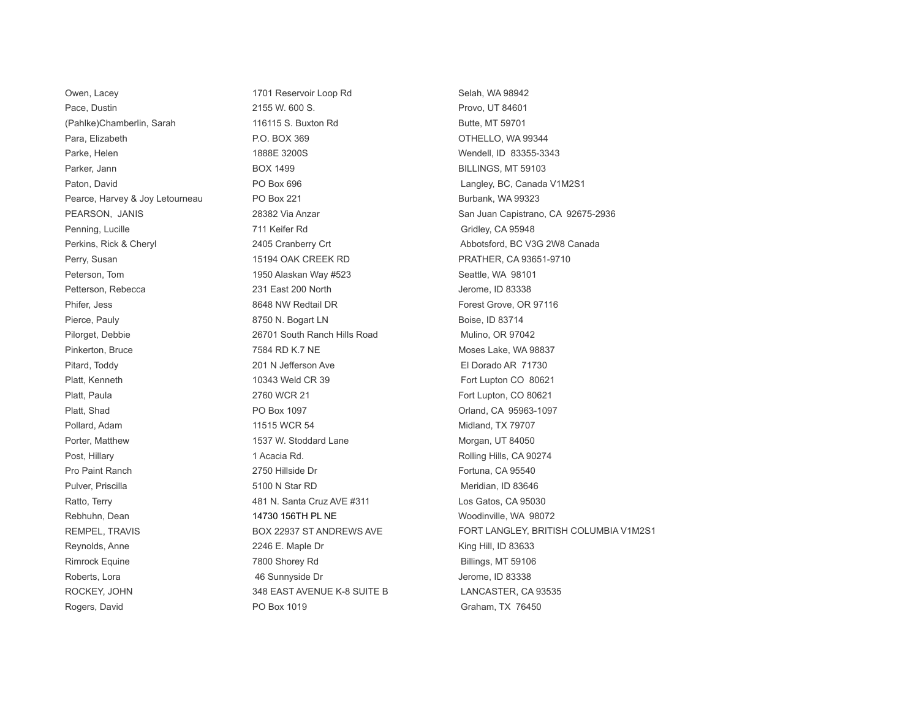| | | |
|---|---|---|
| Owen, Lacey | 1701 Reservoir Loop Rd | Selah, WA 98942 |
| Pace, Dustin | 2155 W. 600 S. | Provo, UT 84601 |
| (Pahlke)Chamberlin, Sarah | 116115 S. Buxton Rd | Butte, MT 59701 |
| Para, Elizabeth | P.O. BOX 369 | OTHELLO, WA 99344 |
| Parke, Helen | 1888E 3200S | Wendell, ID 83355-3343 |
| Parker, Jann | BOX 1499 | BILLINGS, MT 59103 |
| Paton, David | PO Box 696 | Langley, BC, Canada V1M2S1 |
| Pearce, Harvey & Joy Letourneau | PO Box 221 | Burbank, WA 99323 |
| PEARSON, JANIS | 28382 Via Anzar | San Juan Capistrano, CA 92675-2936 |
| Penning, Lucille | 711 Keifer Rd | Gridley, CA 95948 |
| Perkins, Rick & Cheryl | 2405 Cranberry Crt | Abbotsford, BC V3G 2W8 Canada |
| Perry, Susan | 15194 OAK CREEK RD | PRATHER, CA 93651-9710 |
| Peterson, Tom | 1950 Alaskan Way #523 | Seattle, WA 98101 |
| Petterson, Rebecca | 231 East 200 North | Jerome, ID 83338 |
| Phifer, Jess | 8648 NW Redtail DR | Forest Grove, OR 97116 |
| Pierce, Pauly | 8750 N. Bogart LN | Boise, ID 83714 |
| Pilorget, Debbie | 26701 South Ranch Hills Road | Mulino, OR 97042 |
| Pinkerton, Bruce | 7584 RD K.7 NE | Moses Lake, WA 98837 |
| Pitard, Toddy | 201 N Jefferson Ave | El Dorado AR 71730 |
| Platt, Kenneth | 10343 Weld CR 39 | Fort Lupton CO 80621 |
| Platt, Paula | 2760 WCR 21 | Fort Lupton, CO 80621 |
| Platt, Shad | PO Box 1097 | Orland, CA 95963-1097 |
| Pollard, Adam | 11515 WCR 54 | Midland, TX 79707 |
| Porter, Matthew | 1537 W. Stoddard Lane | Morgan, UT 84050 |
| Post, Hillary | 1 Acacia Rd. | Rolling Hills, CA 90274 |
| Pro Paint Ranch | 2750 Hillside Dr | Fortuna, CA 95540 |
| Pulver, Priscilla | 5100 N Star RD | Meridian, ID 83646 |
| Ratto, Terry | 481 N. Santa Cruz AVE #311 | Los Gatos, CA 95030 |
| Rebhuhn, Dean | 14730 156TH PL NE | Woodinville, WA 98072 |
| REMPEL, TRAVIS | BOX 22937 ST ANDREWS AVE | FORT LANGLEY, BRITISH COLUMBIA V1M2S1 |
| Reynolds, Anne | 2246 E. Maple Dr | King Hill, ID 83633 |
| Rimrock Equine | 7800 Shorey Rd | Billings, MT 59106 |
| Roberts, Lora | 46 Sunnyside Dr | Jerome, ID 83338 |
| ROCKEY, JOHN | 348 EAST AVENUE K-8 SUITE B | LANCASTER, CA 93535 |
| Rogers, David | PO Box 1019 | Graham, TX 76450 |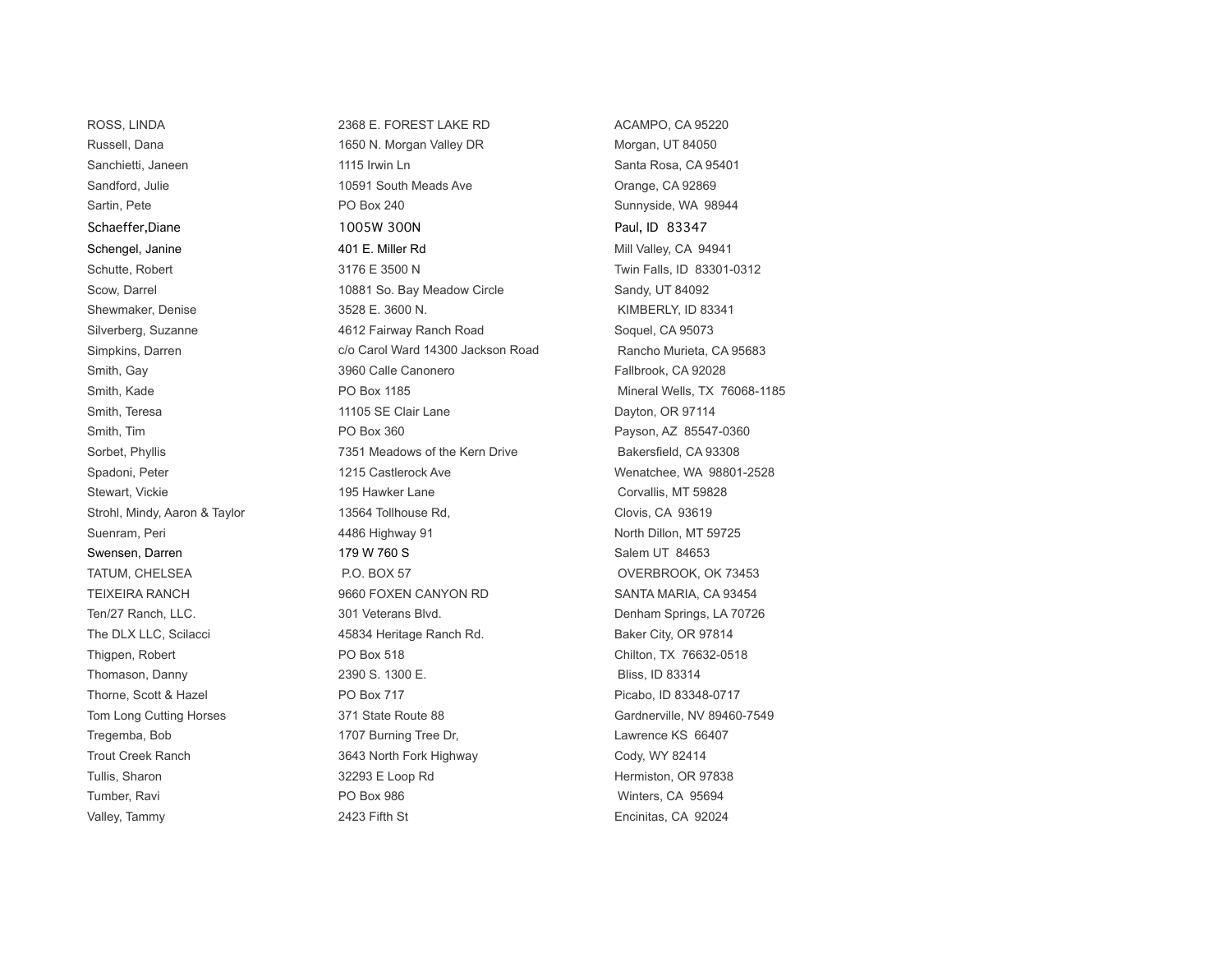| | | |
|---|---|---|
| ROSS, LINDA | 2368 E. FOREST LAKE RD | ACAMPO, CA 95220 |
| Russell, Dana | 1650 N. Morgan Valley DR | Morgan, UT 84050 |
| Sanchietti, Janeen | 1115 Irwin Ln | Santa Rosa, CA 95401 |
| Sandford, Julie | 10591 South Meads Ave | Orange, CA 92869 |
| Sartin, Pete | PO Box 240 | Sunnyside, WA 98944 |
| Schaeffer,Diane | 1005W 300N | Paul, ID 83347 |
| Schengel, Janine | 401 E. Miller Rd | Mill Valley, CA 94941 |
| Schutte, Robert | 3176 E 3500 N | Twin Falls, ID 83301-0312 |
| Scow, Darrel | 10881 So. Bay Meadow Circle | Sandy, UT 84092 |
| Shewmaker, Denise | 3528 E. 3600 N. | KIMBERLY, ID 83341 |
| Silverberg, Suzanne | 4612 Fairway Ranch Road | Soquel, CA 95073 |
| Simpkins, Darren | c/o Carol Ward 14300 Jackson Road | Rancho Murieta, CA 95683 |
| Smith, Gay | 3960 Calle Canonero | Fallbrook, CA 92028 |
| Smith, Kade | PO Box 1185 | Mineral Wells, TX 76068-1185 |
| Smith, Teresa | 11105 SE Clair Lane | Dayton, OR 97114 |
| Smith, Tim | PO Box 360 | Payson, AZ 85547-0360 |
| Sorbet, Phyllis | 7351 Meadows of the Kern Drive | Bakersfield, CA 93308 |
| Spadoni, Peter | 1215 Castlerock Ave | Wenatchee, WA 98801-2528 |
| Stewart, Vickie | 195 Hawker Lane | Corvallis, MT 59828 |
| Strohl, Mindy, Aaron & Taylor | 13564 Tollhouse Rd, | Clovis, CA 93619 |
| Suenram, Peri | 4486 Highway 91 | North Dillon, MT 59725 |
| Swensen, Darren | 179 W 760 S | Salem UT 84653 |
| TATUM, CHELSEA | P.O. BOX 57 | OVERBROOK, OK 73453 |
| TEIXEIRA RANCH | 9660 FOXEN CANYON RD | SANTA MARIA, CA 93454 |
| Ten/27 Ranch, LLC. | 301 Veterans Blvd. | Denham Springs, LA 70726 |
| The DLX LLC, Scilacci | 45834 Heritage Ranch Rd. | Baker City, OR 97814 |
| Thigpen, Robert | PO Box 518 | Chilton, TX 76632-0518 |
| Thomason, Danny | 2390 S. 1300 E. | Bliss, ID 83314 |
| Thorne, Scott & Hazel | PO Box 717 | Picabo, ID 83348-0717 |
| Tom Long Cutting Horses | 371 State Route 88 | Gardnerville, NV 89460-7549 |
| Tregemba, Bob | 1707 Burning Tree Dr, | Lawrence KS 66407 |
| Trout Creek Ranch | 3643 North Fork Highway | Cody, WY 82414 |
| Tullis, Sharon | 32293 E Loop Rd | Hermiston, OR 97838 |
| Tumber, Ravi | PO Box 986 | Winters, CA 95694 |
| Valley, Tammy | 2423 Fifth St | Encinitas, CA 92024 |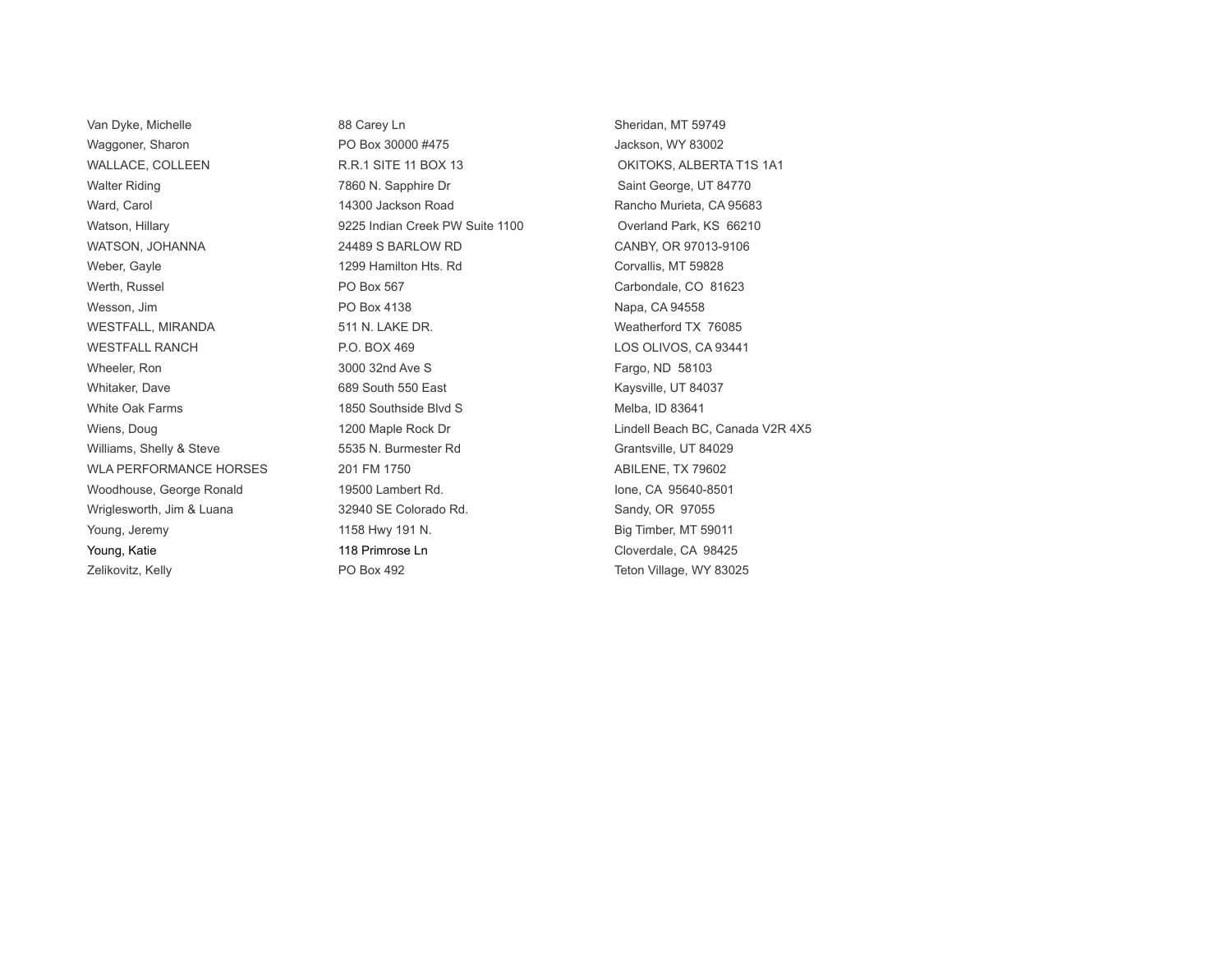| | | |
|---|---|---|
| Van Dyke, Michelle | 88 Carey Ln | Sheridan, MT 59749 |
| Waggoner, Sharon | PO Box 30000 #475 | Jackson, WY 83002 |
| WALLACE, COLLEEN | R.R.1 SITE 11 BOX 13 | OKITOKS, ALBERTA T1S 1A1 |
| Walter Riding | 7860 N. Sapphire Dr | Saint George, UT 84770 |
| Ward, Carol | 14300 Jackson Road | Rancho Murieta, CA 95683 |
| Watson, Hillary | 9225 Indian Creek PW Suite 1100 | Overland Park, KS 66210 |
| WATSON, JOHANNA | 24489 S BARLOW RD | CANBY, OR 97013-9106 |
| Weber, Gayle | 1299 Hamilton Hts. Rd | Corvallis, MT 59828 |
| Werth, Russel | PO Box 567 | Carbondale, CO 81623 |
| Wesson, Jim | PO Box 4138 | Napa, CA 94558 |
| WESTFALL, MIRANDA | 511 N. LAKE DR. | Weatherford TX 76085 |
| WESTFALL RANCH | P.O. BOX 469 | LOS OLIVOS, CA 93441 |
| Wheeler, Ron | 3000 32nd Ave S | Fargo, ND 58103 |
| Whitaker, Dave | 689 South 550 East | Kaysville, UT 84037 |
| White Oak Farms | 1850 Southside Blvd S | Melba, ID 83641 |
| Wiens, Doug | 1200 Maple Rock Dr | Lindell Beach BC, Canada V2R 4X5 |
| Williams, Shelly & Steve | 5535 N. Burmester Rd | Grantsville, UT 84029 |
| WLA PERFORMANCE HORSES | 201 FM 1750 | ABILENE, TX 79602 |
| Woodhouse, George Ronald | 19500 Lambert Rd. | Ione, CA 95640-8501 |
| Wriglesworth, Jim & Luana | 32940 SE Colorado Rd. | Sandy, OR 97055 |
| Young, Jeremy | 1158 Hwy 191 N. | Big Timber, MT 59011 |
| Young, Katie | 118 Primrose Ln | Cloverdale, CA 98425 |
| Zelikovitz, Kelly | PO Box 492 | Teton Village, WY 83025 |